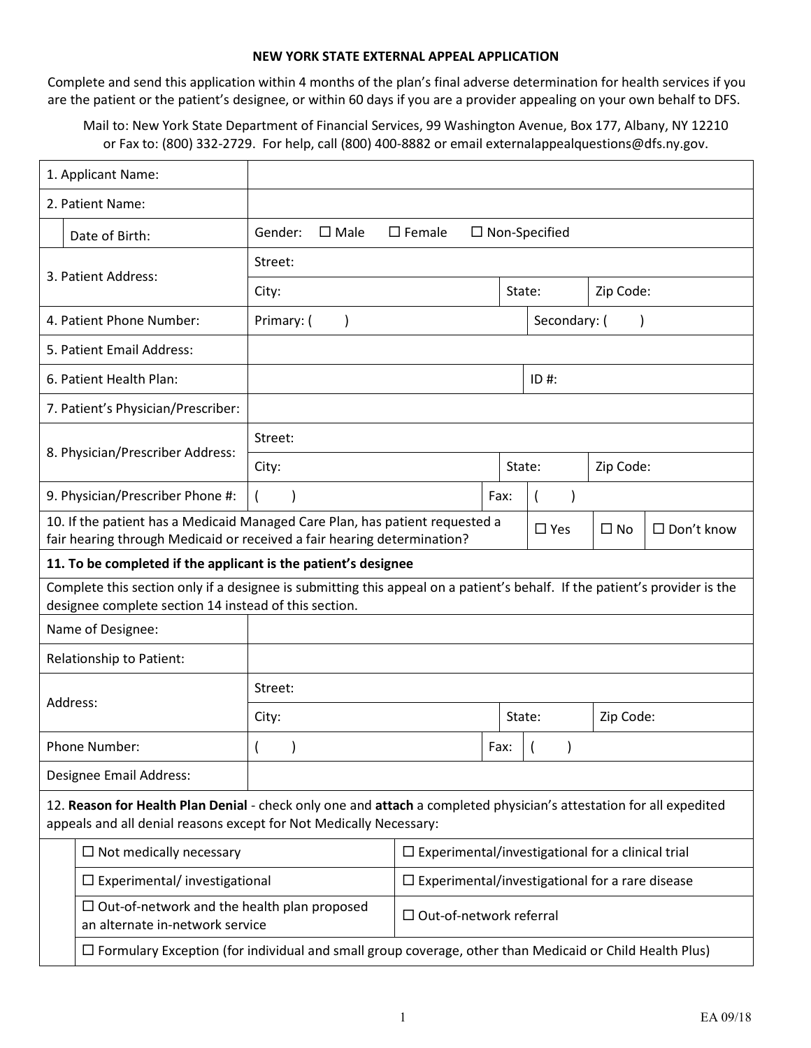**NEW YORK STATE EXTERNAL APPEAL APPLICATION**

Complete and send this application within 4 months of the plan's final adverse determination for health services if you are the patient or the patient's designee, or within 60 days if you are a provider appealing on your own behalf to DFS.

Mail to: New York State Department of Financial Services, 99 Washington Avenue, Box 177, Albany, NY 12210 or Fax to: (800) 332-2729. For help, call (800) 400-8882 or email externalappealquestions@dfs.ny.gov.

| | | | | | |
|---|---|---|---|---|---|
| 1. Applicant Name: | | | | | |
| 2. Patient Name: | | | | | |
| Date of Birth: | Gender: ☐ Male ☐ Female ☐ Non-Specified | | | | |
| 3. Patient Address: | Street: | | | | |
| | City: | | State: | Zip Code: | |
| 4. Patient Phone Number: | Primary: ( ) | | Secondary: ( ) | | |
| 5. Patient Email Address: | | | | | |
| 6. Patient Health Plan: | | | ID #: | | |
| 7. Patient's Physician/Prescriber: | | | | | |
| 8. Physician/Prescriber Address: | Street: | | | | |
| | City: | | State: | Zip Code: | |
| 9. Physician/Prescriber Phone #: | ( ) | Fax: | ( ) | | |
| 10. If the patient has a Medicaid Managed Care Plan, has patient requested a fair hearing through Medicaid or received a fair hearing determination? | | | ☐ Yes | ☐ No | ☐ Don't know |
| **11. To be completed if the applicant is the patient's designee** | | | | | |
| Complete this section only if a designee is submitting this appeal on a patient's behalf. If the patient's provider is the designee complete section 14 instead of this section. | | | | | |
| Name of Designee: | | | | | |
| Relationship to Patient: | | | | | |
| Address: | Street: | | | | |
| | City: | | State: | Zip Code: | |
| Phone Number: | ( ) | Fax: | ( ) | | |
| Designee Email Address: | | | | | |

12. **Reason for Health Plan Denial** - check only one and **attach** a completed physician's attestation for all expedited appeals and all denial reasons except for Not Medically Necessary:

| | |
|---|---|
| ☐ Not medically necessary | ☐ Experimental/investigational for a clinical trial |
| ☐ Experimental/ investigational | ☐ Experimental/investigational for a rare disease |
| ☐ Out-of-network and the health plan proposed an alternate in-network service | ☐ Out-of-network referral |
| ☐ Formulary Exception (for individual and small group coverage, other than Medicaid or Child Health Plus) | |

EA 09/18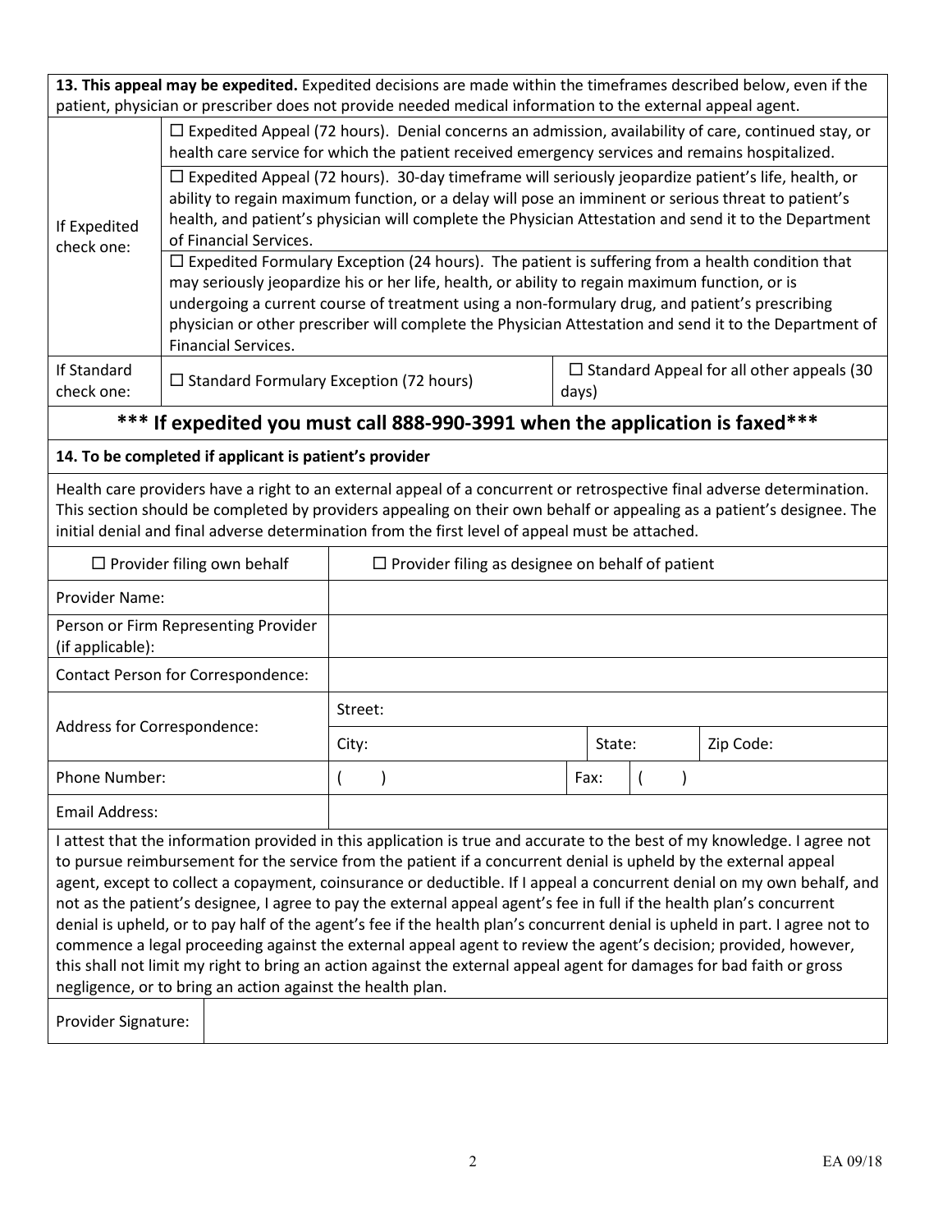**13. This appeal may be expedited.** Expedited decisions are made within the timeframes described below, even if the patient, physician or prescriber does not provide needed medical information to the external appeal agent.

| | | |
|---|---|---|
| If Expedited check one: | ☐ Expedited Appeal (72 hours). Denial concerns an admission, availability of care, continued stay, or health care service for which the patient received emergency services and remains hospitalized. | |
| | ☐ Expedited Appeal (72 hours). 30-day timeframe will seriously jeopardize patient's life, health, or ability to regain maximum function, or a delay will pose an imminent or serious threat to patient's health, and patient's physician will complete the Physician Attestation and send it to the Department of Financial Services. | |
| | ☐ Expedited Formulary Exception (24 hours). The patient is suffering from a health condition that may seriously jeopardize his or her life, health, or ability to regain maximum function, or is undergoing a current course of treatment using a non-formulary drug, and patient's prescribing physician or other prescriber will complete the Physician Attestation and send it to the Department of Financial Services. | |
| If Standard check one: | ☐ Standard Formulary Exception (72 hours) | ☐ Standard Appeal for all other appeals (30 days) |

## \*\*\* If expedited you must call 888-990-3991 when the application is faxed\*\*\*

**14. To be completed if applicant is patient's provider**

Health care providers have a right to an external appeal of a concurrent or retrospective final adverse determination. This section should be completed by providers appealing on their own behalf or appealing as a patient's designee. The initial denial and final adverse determination from the first level of appeal must be attached.

| ☐ Provider filing own behalf | ☐ Provider filing as designee on behalf of patient | | | |
|---|---|---|---|---|
| Provider Name: | | | | |
| Person or Firm Representing Provider (if applicable): | | | | |
| Contact Person for Correspondence: | | | | |
| Address for Correspondence: | Street: | | | |
| | City: | State: | | Zip Code: |
| Phone Number: | ( ) | Fax: | ( ) | |
| Email Address: | | | | |

I attest that the information provided in this application is true and accurate to the best of my knowledge. I agree not to pursue reimbursement for the service from the patient if a concurrent denial is upheld by the external appeal agent, except to collect a copayment, coinsurance or deductible. If I appeal a concurrent denial on my own behalf, and not as the patient's designee, I agree to pay the external appeal agent's fee in full if the health plan's concurrent denial is upheld, or to pay half of the agent's fee if the health plan's concurrent denial is upheld in part. I agree not to commence a legal proceeding against the external appeal agent to review the agent's decision; provided, however, this shall not limit my right to bring an action against the external appeal agent for damages for bad faith or gross negligence, or to bring an action against the health plan.

| Provider Signature: | |
|---|---|

EA 09/18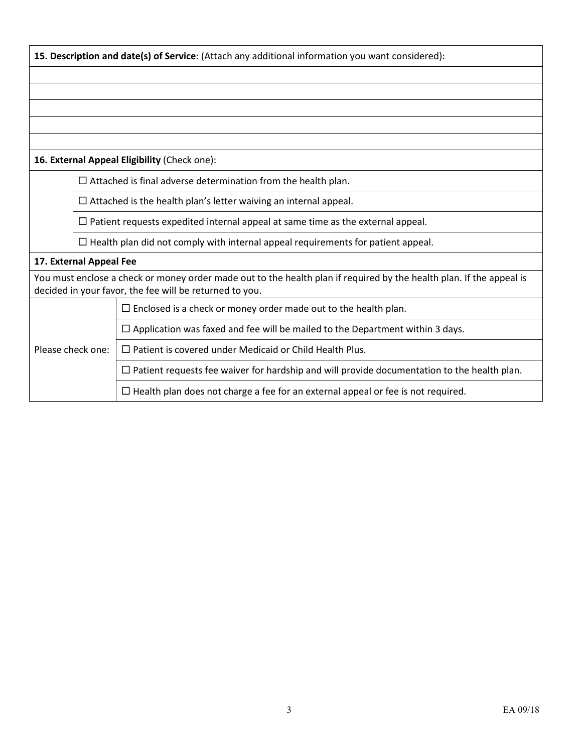**15. Description and date(s) of Service**: (Attach any additional information you want considered):

**16. External Appeal Eligibility** (Check one):

- ☐ Attached is final adverse determination from the health plan.
- ☐ Attached is the health plan's letter waiving an internal appeal.
- ☐ Patient requests expedited internal appeal at same time as the external appeal.
- ☐ Health plan did not comply with internal appeal requirements for patient appeal.

**17. External Appeal Fee**

You must enclose a check or money order made out to the health plan if required by the health plan. If the appeal is decided in your favor, the fee will be returned to you.

Please check one:

- ☐ Enclosed is a check or money order made out to the health plan.
- ☐ Application was faxed and fee will be mailed to the Department within 3 days.
- ☐ Patient is covered under Medicaid or Child Health Plus.
- ☐ Patient requests fee waiver for hardship and will provide documentation to the health plan.
- ☐ Health plan does not charge a fee for an external appeal or fee is not required.

EA 09/18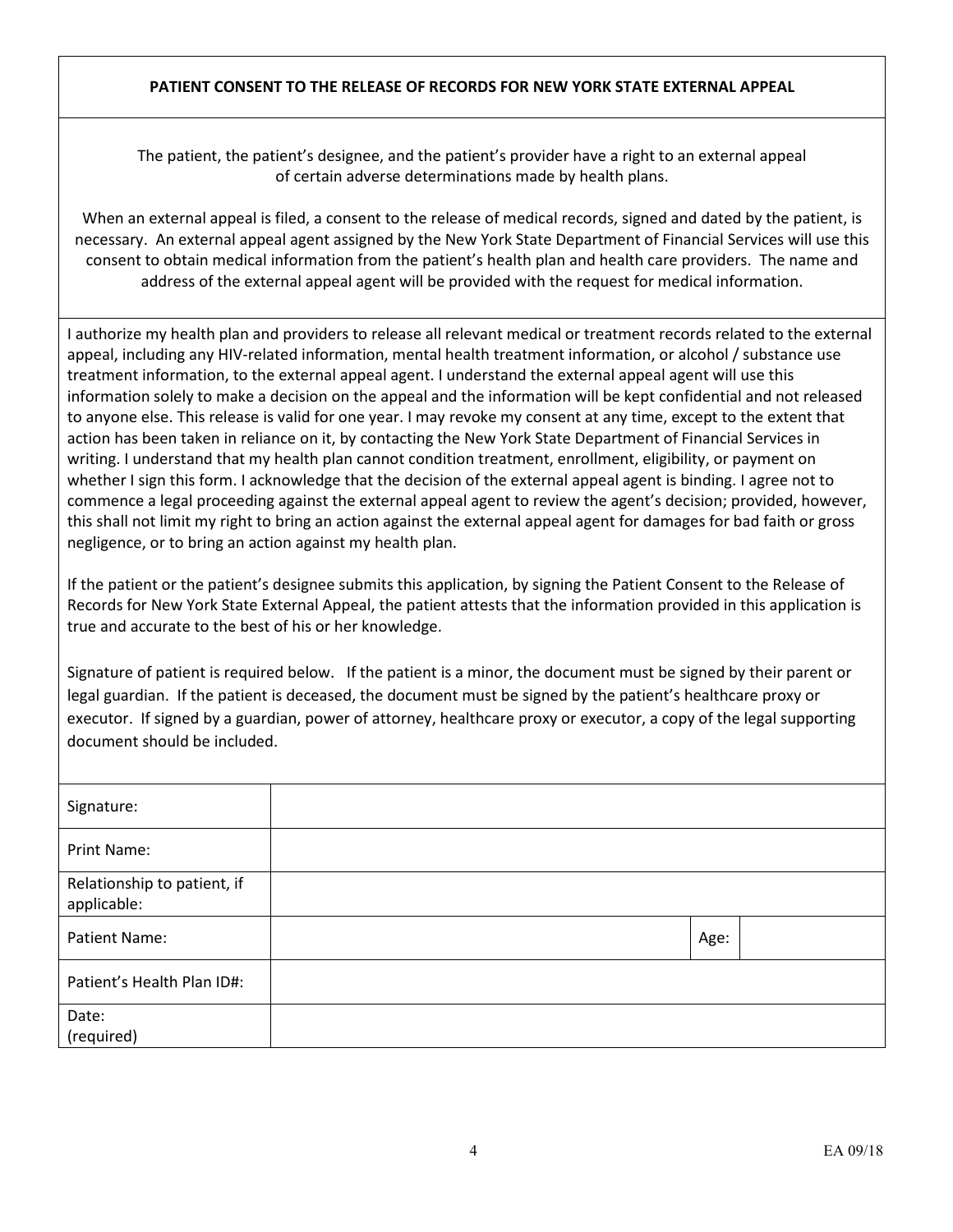# PATIENT CONSENT TO THE RELEASE OF RECORDS FOR NEW YORK STATE EXTERNAL APPEAL

The patient, the patient's designee, and the patient's provider have a right to an external appeal of certain adverse determinations made by health plans.

When an external appeal is filed, a consent to the release of medical records, signed and dated by the patient, is necessary. An external appeal agent assigned by the New York State Department of Financial Services will use this consent to obtain medical information from the patient's health plan and health care providers. The name and address of the external appeal agent will be provided with the request for medical information.

I authorize my health plan and providers to release all relevant medical or treatment records related to the external appeal, including any HIV-related information, mental health treatment information, or alcohol / substance use treatment information, to the external appeal agent. I understand the external appeal agent will use this information solely to make a decision on the appeal and the information will be kept confidential and not released to anyone else. This release is valid for one year. I may revoke my consent at any time, except to the extent that action has been taken in reliance on it, by contacting the New York State Department of Financial Services in writing. I understand that my health plan cannot condition treatment, enrollment, eligibility, or payment on whether I sign this form. I acknowledge that the decision of the external appeal agent is binding. I agree not to commence a legal proceeding against the external appeal agent to review the agent's decision; provided, however, this shall not limit my right to bring an action against the external appeal agent for damages for bad faith or gross negligence, or to bring an action against my health plan.

If the patient or the patient's designee submits this application, by signing the Patient Consent to the Release of Records for New York State External Appeal, the patient attests that the information provided in this application is true and accurate to the best of his or her knowledge.

Signature of patient is required below. If the patient is a minor, the document must be signed by their parent or legal guardian. If the patient is deceased, the document must be signed by the patient's healthcare proxy or executor. If signed by a guardian, power of attorney, healthcare proxy or executor, a copy of the legal supporting document should be included.

| | | | |
|---|---|---|---|
| Signature: | | | |
| Print Name: | | | |
| Relationship to patient, if applicable: | | | |
| Patient Name: | | Age: | |
| Patient's Health Plan ID#: | | | |
| Date: (required) | | | |

EA 09/18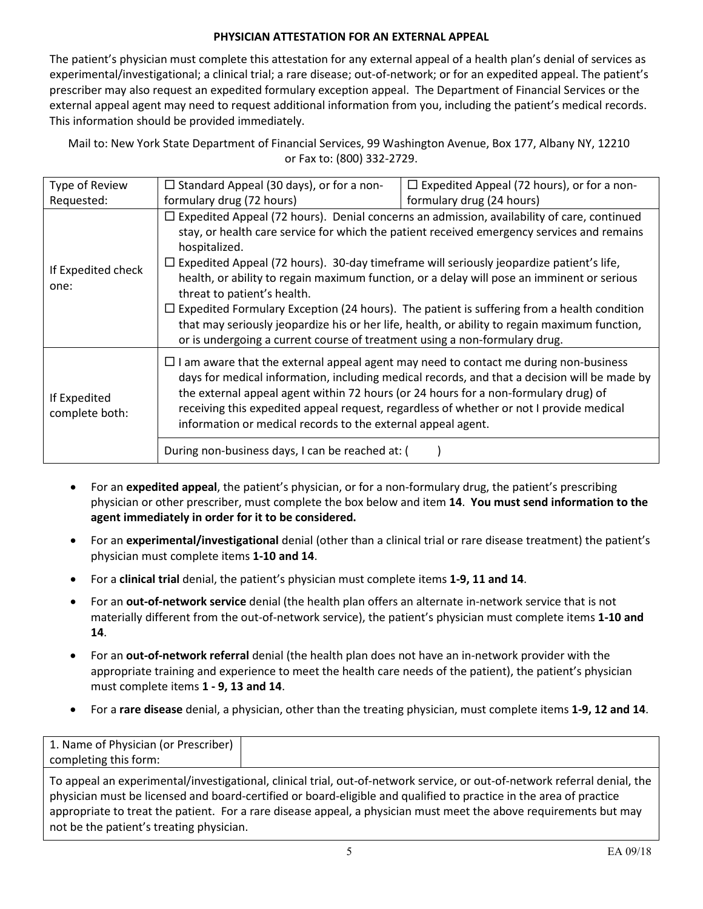**PHYSICIAN ATTESTATION FOR AN EXTERNAL APPEAL**

The patient's physician must complete this attestation for any external appeal of a health plan's denial of services as experimental/investigational; a clinical trial; a rare disease; out-of-network; or for an expedited appeal. The patient's prescriber may also request an expedited formulary exception appeal. The Department of Financial Services or the external appeal agent may need to request additional information from you, including the patient's medical records. This information should be provided immediately.

Mail to: New York State Department of Financial Services, 99 Washington Avenue, Box 177, Albany NY, 12210 or Fax to: (800) 332-2729.

| Type of Review Requested: | ☐ Standard Appeal (30 days), or for a non-formulary drug (72 hours) | ☐ Expedited Appeal (72 hours), or for a non-formulary drug (24 hours) |
|---|---|---|
| If Expedited check one: | ☐ Expedited Appeal (72 hours). Denial concerns an admission, availability of care, continued stay, or health care service for which the patient received emergency services and remains hospitalized.<br>☐ Expedited Appeal (72 hours). 30-day timeframe will seriously jeopardize patient's life, health, or ability to regain maximum function, or a delay will pose an imminent or serious threat to patient's health.<br>☐ Expedited Formulary Exception (24 hours). The patient is suffering from a health condition that may seriously jeopardize his or her life, health, or ability to regain maximum function, or is undergoing a current course of treatment using a non-formulary drug. | |
| If Expedited complete both: | ☐ I am aware that the external appeal agent may need to contact me during non-business days for medical information, including medical records, and that a decision will be made by the external appeal agent within 72 hours (or 24 hours for a non-formulary drug) of receiving this expedited appeal request, regardless of whether or not I provide medical information or medical records to the external appeal agent. | |
| | During non-business days, I can be reached at: (    ) | |

- For an **expedited appeal**, the patient's physician, or for a non-formulary drug, the patient's prescribing physician or other prescriber, must complete the box below and item **14**. **You must send information to the agent immediately in order for it to be considered.**
- For an **experimental/investigational** denial (other than a clinical trial or rare disease treatment) the patient's physician must complete items **1-10 and 14**.
- For a **clinical trial** denial, the patient's physician must complete items **1-9, 11 and 14**.
- For an **out-of-network service** denial (the health plan offers an alternate in-network service that is not materially different from the out-of-network service), the patient's physician must complete items **1-10 and 14**.
- For an **out-of-network referral** denial (the health plan does not have an in-network provider with the appropriate training and experience to meet the health care needs of the patient), the patient's physician must complete items **1 - 9, 13 and 14**.
- For a **rare disease** denial, a physician, other than the treating physician, must complete items **1-9, 12 and 14**.

| 1. Name of Physician (or Prescriber) completing this form: | |
|---|---|
| To appeal an experimental/investigational, clinical trial, out-of-network service, or out-of-network referral denial, the physician must be licensed and board-certified or board-eligible and qualified to practice in the area of practice appropriate to treat the patient. For a rare disease appeal, a physician must meet the above requirements but may not be the patient's treating physician. | |

EA 09/18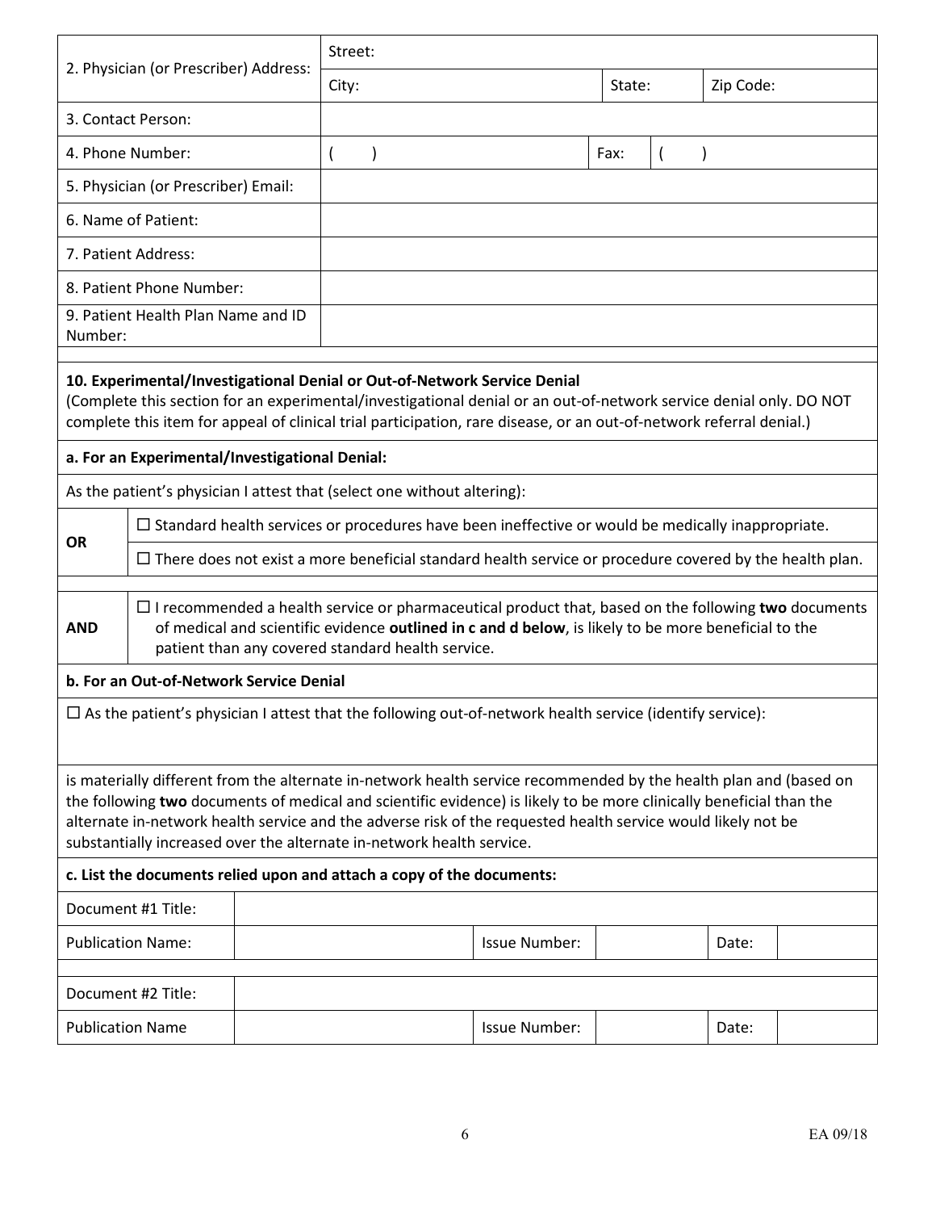| 2. Physician (or Prescriber) Address: | Street: | | |
|---|---|---|---|
| | City: | State: | Zip Code: |
| 3. Contact Person: | | | |
| 4. Phone Number: | (     ) | Fax: | (     ) |
| 5. Physician (or Prescriber) Email: | | | |
| 6. Name of Patient: | | | |
| 7. Patient Address: | | | |
| 8. Patient Phone Number: | | | |
| 9. Patient Health Plan Name and ID Number: | | | |

**10. Experimental/Investigational Denial or Out-of-Network Service Denial**

(Complete this section for an experimental/investigational denial or an out-of-network service denial only. DO NOT complete this item for appeal of clinical trial participation, rare disease, or an out-of-network referral denial.)

**a. For an Experimental/Investigational Denial:**

As the patient's physician I attest that (select one without altering):

| | |
|---|---|
| **OR** | ☐ Standard health services or procedures have been ineffective or would be medically inappropriate. |
| | ☐ There does not exist a more beneficial standard health service or procedure covered by the health plan. |
| **AND** | ☐ I recommended a health service or pharmaceutical product that, based on the following **two** documents of medical and scientific evidence **outlined in c and d below**, is likely to be more beneficial to the patient than any covered standard health service. |

**b. For an Out-of-Network Service Denial**

☐ As the patient's physician I attest that the following out-of-network health service (identify service):

is materially different from the alternate in-network health service recommended by the health plan and (based on the following **two** documents of medical and scientific evidence) is likely to be more clinically beneficial than the alternate in-network health service and the adverse risk of the requested health service would likely not be substantially increased over the alternate in-network health service.

**c. List the documents relied upon and attach a copy of the documents:**

| Document #1 Title: | | | | | |
|---|---|---|---|---|---|
| Publication Name: | | Issue Number: | | Date: | |
| Document #2 Title: | | | | | |
| Publication Name | | Issue Number: | | Date: | |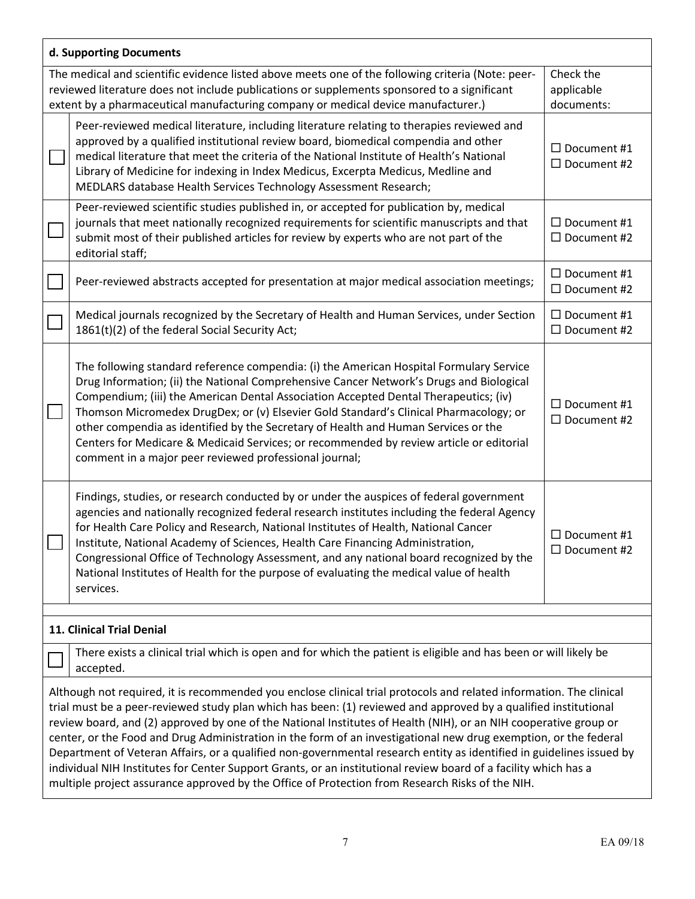### d. Supporting Documents

| | The medical and scientific evidence listed above meets one of the following criteria (Note: peer-reviewed literature does not include publications or supplements sponsored to a significant extent by a pharmaceutical manufacturing company or medical device manufacturer.) | Check the applicable documents: |
|---|---|---|
| ☐ | Peer-reviewed medical literature, including literature relating to therapies reviewed and approved by a qualified institutional review board, biomedical compendia and other medical literature that meet the criteria of the National Institute of Health's National Library of Medicine for indexing in Index Medicus, Excerpta Medicus, Medline and MEDLARS database Health Services Technology Assessment Research; | ☐ Document #1<br>☐ Document #2 |
| ☐ | Peer-reviewed scientific studies published in, or accepted for publication by, medical journals that meet nationally recognized requirements for scientific manuscripts and that submit most of their published articles for review by experts who are not part of the editorial staff; | ☐ Document #1<br>☐ Document #2 |
| ☐ | Peer-reviewed abstracts accepted for presentation at major medical association meetings; | ☐ Document #1<br>☐ Document #2 |
| ☐ | Medical journals recognized by the Secretary of Health and Human Services, under Section 1861(t)(2) of the federal Social Security Act; | ☐ Document #1<br>☐ Document #2 |
| ☐ | The following standard reference compendia: (i) the American Hospital Formulary Service Drug Information; (ii) the National Comprehensive Cancer Network's Drugs and Biological Compendium; (iii) the American Dental Association Accepted Dental Therapeutics; (iv) Thomson Micromedex DrugDex; or (v) Elsevier Gold Standard's Clinical Pharmacology; or other compendia as identified by the Secretary of Health and Human Services or the Centers for Medicare & Medicaid Services; or recommended by review article or editorial comment in a major peer reviewed professional journal; | ☐ Document #1<br>☐ Document #2 |
| ☐ | Findings, studies, or research conducted by or under the auspices of federal government agencies and nationally recognized federal research institutes including the federal Agency for Health Care Policy and Research, National Institutes of Health, National Cancer Institute, National Academy of Sciences, Health Care Financing Administration, Congressional Office of Technology Assessment, and any national board recognized by the National Institutes of Health for the purpose of evaluating the medical value of health services. | ☐ Document #1<br>☐ Document #2 |

### 11. Clinical Trial Denial

☐ There exists a clinical trial which is open and for which the patient is eligible and has been or will likely be accepted.

Although not required, it is recommended you enclose clinical trial protocols and related information. The clinical trial must be a peer-reviewed study plan which has been: (1) reviewed and approved by a qualified institutional review board, and (2) approved by one of the National Institutes of Health (NIH), or an NIH cooperative group or center, or the Food and Drug Administration in the form of an investigational new drug exemption, or the federal Department of Veteran Affairs, or a qualified non-governmental research entity as identified in guidelines issued by individual NIH Institutes for Center Support Grants, or an institutional review board of a facility which has a multiple project assurance approved by the Office of Protection from Research Risks of the NIH.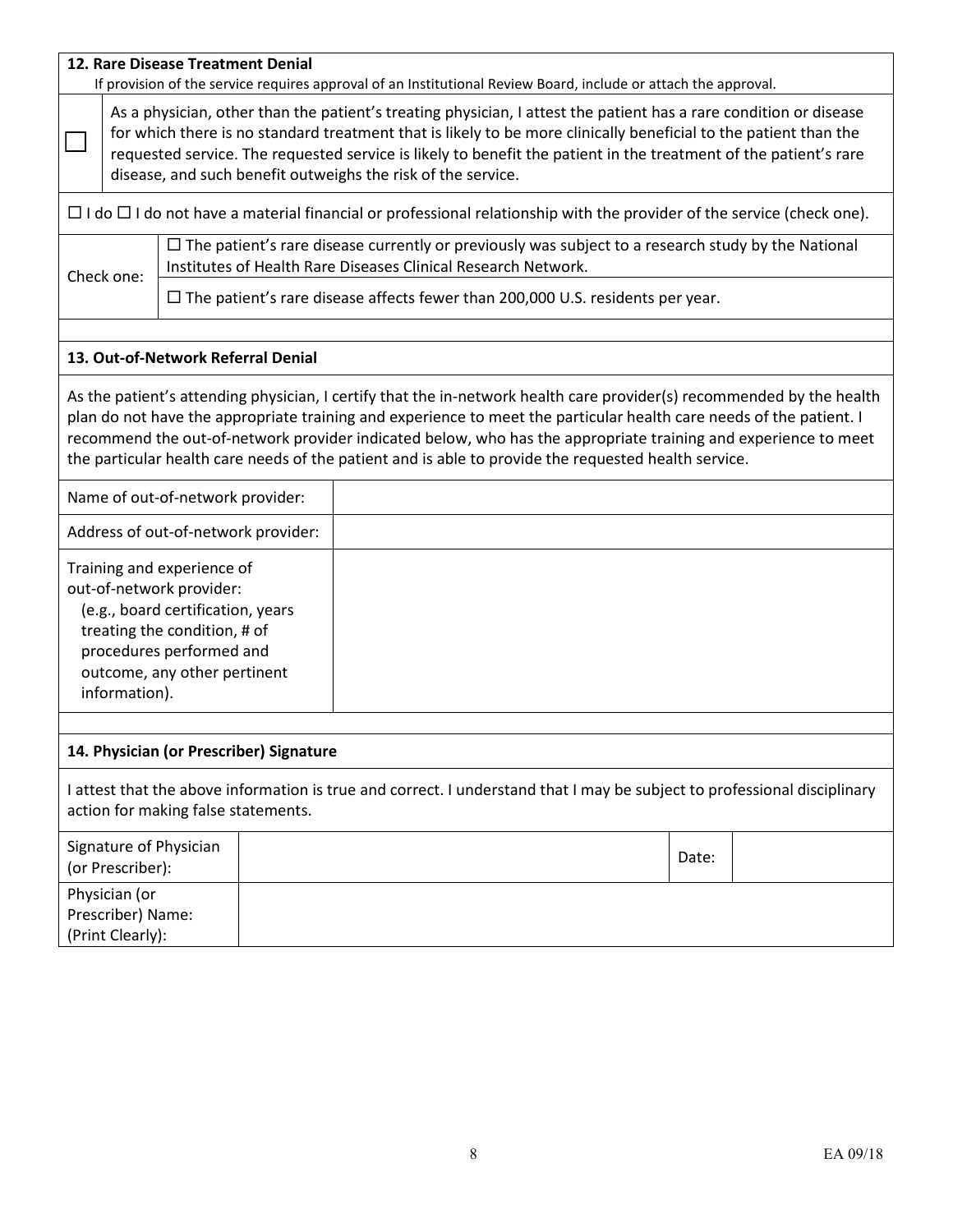**12. Rare Disease Treatment Denial**

If provision of the service requires approval of an Institutional Review Board, include or attach the approval.

☐ As a physician, other than the patient's treating physician, I attest the patient has a rare condition or disease for which there is no standard treatment that is likely to be more clinically beneficial to the patient than the requested service. The requested service is likely to benefit the patient in the treatment of the patient's rare disease, and such benefit outweighs the risk of the service.

☐ I do ☐ I do not have a material financial or professional relationship with the provider of the service (check one).

| | |
|---|---|
| Check one: | ☐ The patient's rare disease currently or previously was subject to a research study by the National Institutes of Health Rare Diseases Clinical Research Network. |
| | ☐ The patient's rare disease affects fewer than 200,000 U.S. residents per year. |

**13. Out-of-Network Referral Denial**

As the patient's attending physician, I certify that the in-network health care provider(s) recommended by the health plan do not have the appropriate training and experience to meet the particular health care needs of the patient. I recommend the out-of-network provider indicated below, who has the appropriate training and experience to meet the particular health care needs of the patient and is able to provide the requested health service.

| | |
|---|---|
| Name of out-of-network provider: | |
| Address of out-of-network provider: | |
| Training and experience of out-of-network provider: (e.g., board certification, years treating the condition, # of procedures performed and outcome, any other pertinent information). | |

**14. Physician (or Prescriber) Signature**

I attest that the above information is true and correct. I understand that I may be subject to professional disciplinary action for making false statements.

| | | | |
|---|---|---|---|
| Signature of Physician (or Prescriber): | | Date: | |
| Physician (or Prescriber) Name: (Print Clearly): | | | |

EA 09/18